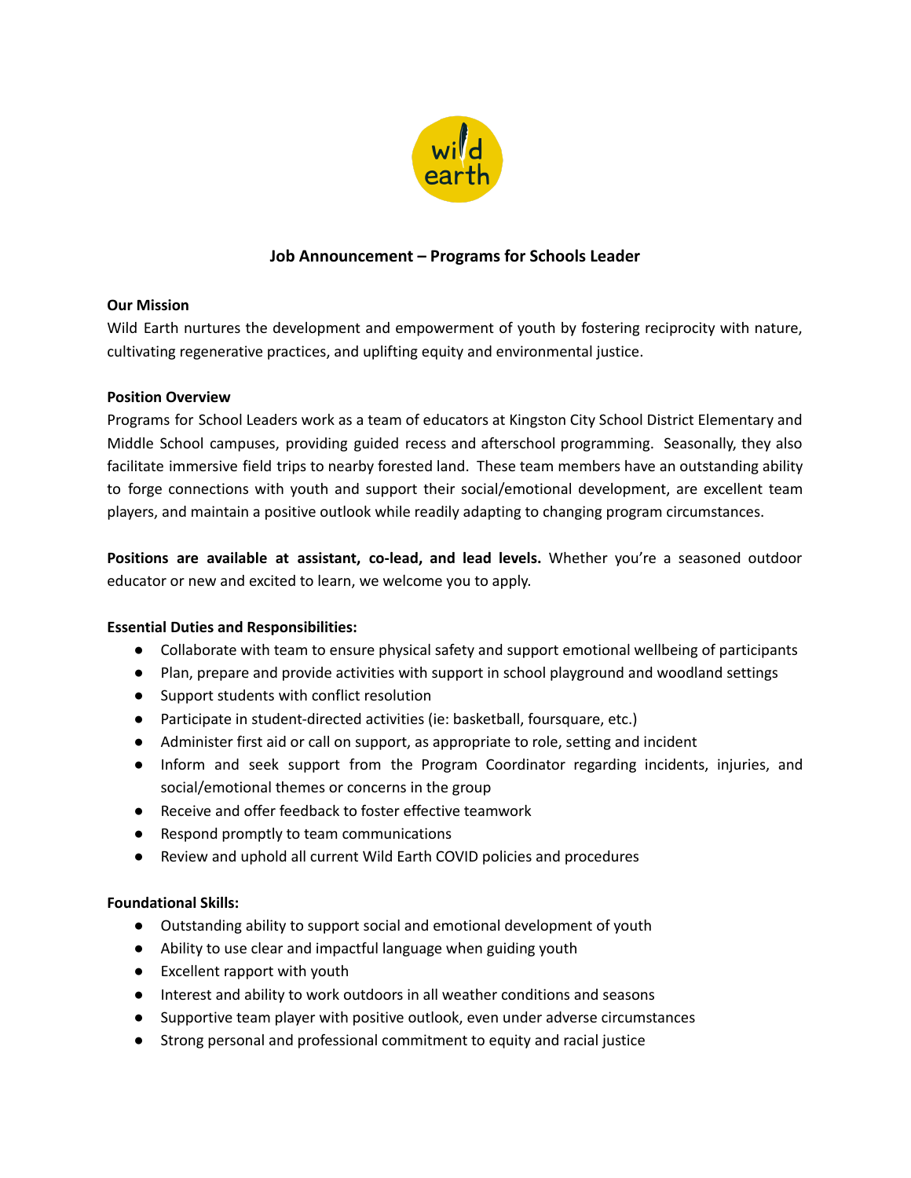# Job Announcement – Programs for Schools Leader

## Our Mission

Wild Earth nurtures the development and empowerment of youth by fostering reciprocity with nature, cultivating regenerative practices, and uplifting equity and environmental justice.

## Position Overview

Programs for School Leaders work as a team of educators at Kingston City School District Elementary and Middle School campuses, providing guided recess and afterschool programming. Seasonally, they also facilitate immersive field trips to nearby forested land. These team members have an outstanding ability to forge connections with youth and support their social/emotional development, are excellent team players, and maintain a positive outlook while readily adapting to changing program circumstances.

**Positions are available at assistant, co-lead, and lead levels.** Whether you're a seasoned outdoor educator or new and excited to learn, we welcome you to apply.

## Essential Duties and Responsibilities:

- Collaborate with team to ensure physical safety and support emotional wellbeing of participants
- Plan, prepare and provide activities with support in school playground and woodland settings
- Support students with conflict resolution
- Participate in student-directed activities (ie: basketball, foursquare, etc.)
- Administer first aid or call on support, as appropriate to role, setting and incident
- Inform and seek support from the Program Coordinator regarding incidents, injuries, and social/emotional themes or concerns in the group
- Receive and offer feedback to foster effective teamwork
- Respond promptly to team communications
- Review and uphold all current Wild Earth COVID policies and procedures

## Foundational Skills:

- Outstanding ability to support social and emotional development of youth
- Ability to use clear and impactful language when guiding youth
- Excellent rapport with youth
- Interest and ability to work outdoors in all weather conditions and seasons
- Supportive team player with positive outlook, even under adverse circumstances
- Strong personal and professional commitment to equity and racial justice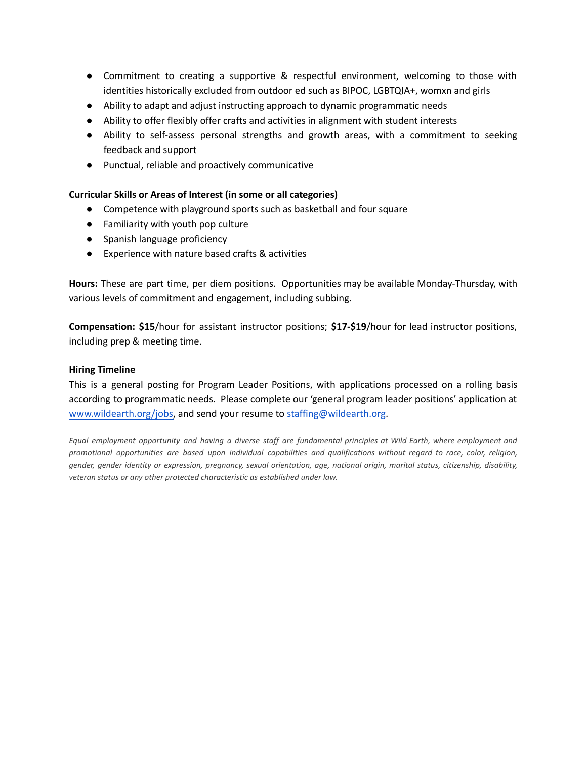- Commitment to creating a supportive & respectful environment, welcoming to those with identities historically excluded from outdoor ed such as BIPOC, LGBTQIA+, womxn and girls
- Ability to adapt and adjust instructing approach to dynamic programmatic needs
- Ability to offer flexibly offer crafts and activities in alignment with student interests
- Ability to self-assess personal strengths and growth areas, with a commitment to seeking feedback and support
- Punctual, reliable and proactively communicative

**Curricular Skills or Areas of Interest (in some or all categories)**

- Competence with playground sports such as basketball and four square
- Familiarity with youth pop culture
- Spanish language proficiency
- Experience with nature based crafts & activities

**Hours:** These are part time, per diem positions. Opportunities may be available Monday-Thursday, with various levels of commitment and engagement, including subbing.

**Compensation:** **$15**/hour for assistant instructor positions; **$17-$19**/hour for lead instructor positions, including prep & meeting time.

**Hiring Timeline**

This is a general posting for Program Leader Positions, with applications processed on a rolling basis according to programmatic needs. Please complete our 'general program leader positions' application at www.wildearth.org/jobs, and send your resume to staffing@wildearth.org.

*Equal employment opportunity and having a diverse staff are fundamental principles at Wild Earth, where employment and promotional opportunities are based upon individual capabilities and qualifications without regard to race, color, religion, gender, gender identity or expression, pregnancy, sexual orientation, age, national origin, marital status, citizenship, disability, veteran status or any other protected characteristic as established under law.*